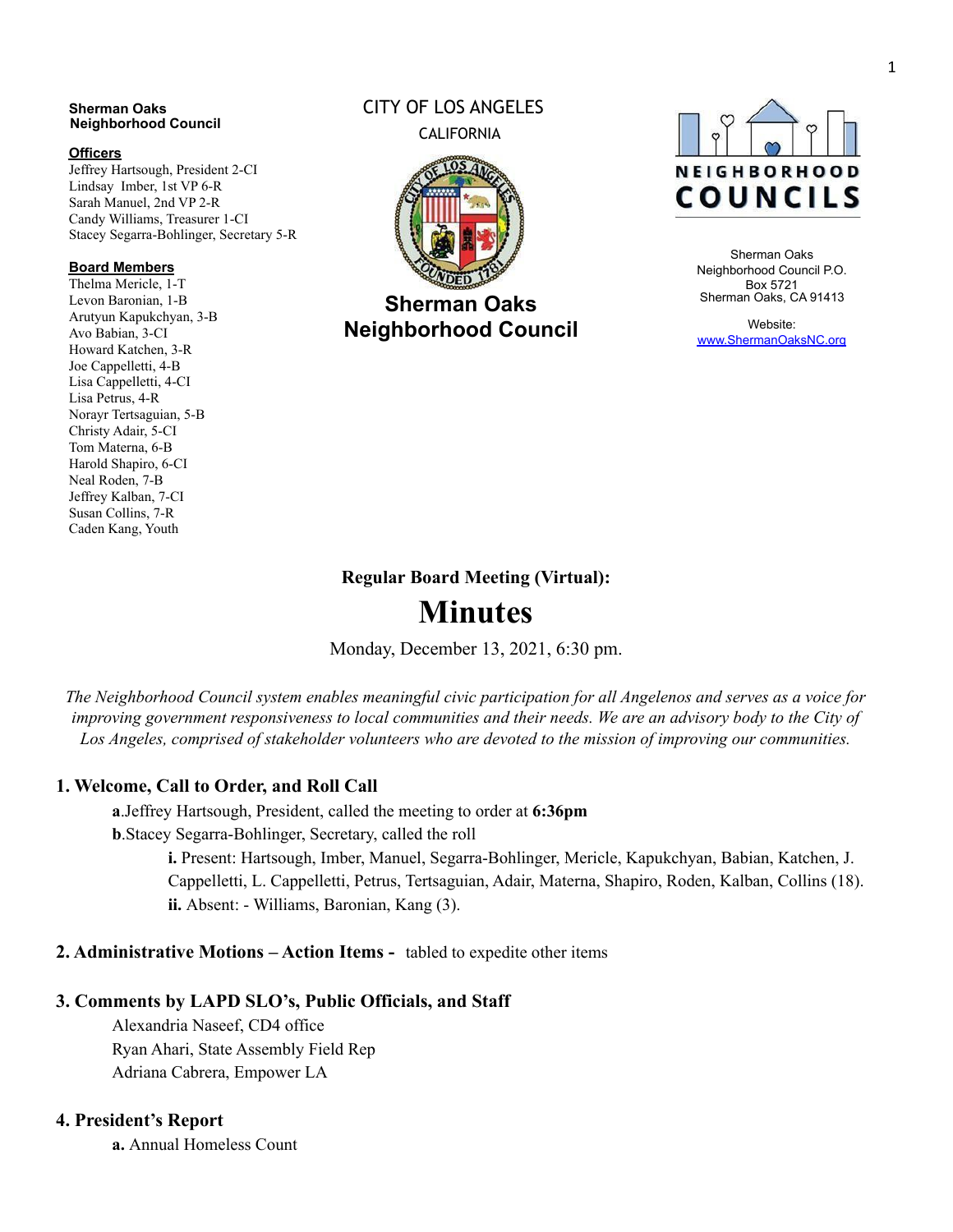**Sherman Oaks Neighborhood Council**

**Officers**

Jeffrey Hartsough, President 2-CI
Lindsay Imber, 1st VP 6-R
Sarah Manuel, 2nd VP 2-R
Candy Williams, Treasurer 1-CI
Stacey Segarra-Bohlinger, Secretary 5-R

**Board Members**

Thelma Mericle, 1-T
Levon Baronian, 1-B
Arutyun Kapukchyan, 3-B
Avo Babian, 3-CI
Howard Katchen, 3-R
Joe Cappelletti, 4-B
Lisa Cappelletti, 4-CI
Lisa Petrus, 4-R
Norayr Tertsaguian, 5-B
Christy Adair, 5-CI
Tom Materna, 6-B
Harold Shapiro, 6-CI
Neal Roden, 7-B
Jeffrey Kalban, 7-CI
Susan Collins, 7-R
Caden Kang, Youth

CITY OF LOS ANGELES
CALIFORNIA

**Sherman Oaks Neighborhood Council**

NEIGHBORHOOD COUNCILS

Sherman Oaks Neighborhood Council P.O. Box 5721
Sherman Oaks, CA 91413

Website:
www.ShermanOaksNC.org

## Regular Board Meeting (Virtual):

# Minutes

Monday, December 13, 2021, 6:30 pm.

*The Neighborhood Council system enables meaningful civic participation for all Angelenos and serves as a voice for improving government responsiveness to local communities and their needs. We are an advisory body to the City of Los Angeles, comprised of stakeholder volunteers who are devoted to the mission of improving our communities.*

### 1. Welcome, Call to Order, and Roll Call

**a**.Jeffrey Hartsough, President, called the meeting to order at **6:36pm**

**b**.Stacey Segarra-Bohlinger, Secretary, called the roll

**i.** Present: Hartsough, Imber, Manuel, Segarra-Bohlinger, Mericle, Kapukchyan, Babian, Katchen, J. Cappelletti, L. Cappelletti, Petrus, Tertsaguian, Adair, Materna, Shapiro, Roden, Kalban, Collins (18).

**ii.** Absent: - Williams, Baronian, Kang (3).

### 2. Administrative Motions – Action Items - tabled to expedite other items

### 3. Comments by LAPD SLO's, Public Officials, and Staff

Alexandria Naseef, CD4 office
Ryan Ahari, State Assembly Field Rep
Adriana Cabrera, Empower LA

### 4. President's Report

**a.** Annual Homeless Count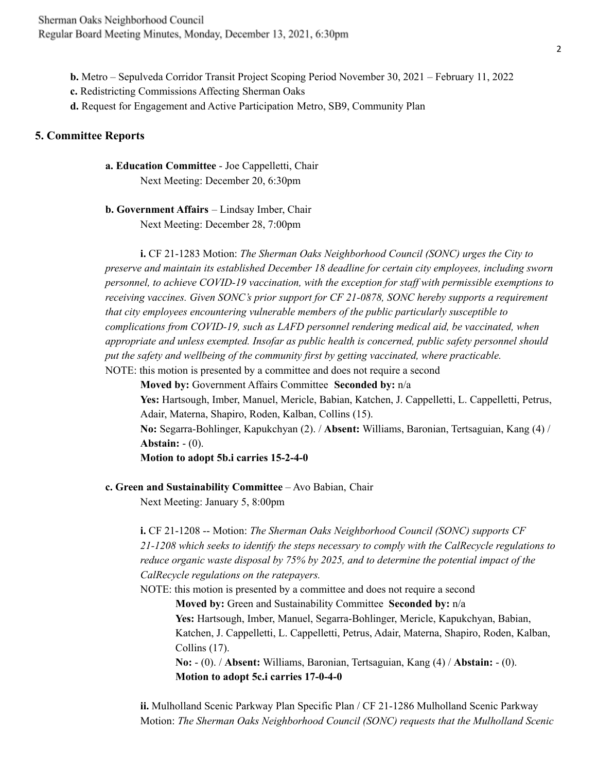**b.** Metro – Sepulveda Corridor Transit Project Scoping Period November 30, 2021 – February 11, 2022

**c.** Redistricting Commissions Affecting Sherman Oaks

**d.** Request for Engagement and Active Participation Metro, SB9, Community Plan

## 5. Committee Reports

**a. Education Committee** - Joe Cappelletti, Chair
Next Meeting: December 20, 6:30pm

**b. Government Affairs** – Lindsay Imber, Chair
Next Meeting: December 28, 7:00pm

**i.** CF 21-1283 Motion: *The Sherman Oaks Neighborhood Council (SONC) urges the City to preserve and maintain its established December 18 deadline for certain city employees, including sworn personnel, to achieve COVID-19 vaccination, with the exception for staff with permissible exemptions to receiving vaccines. Given SONC's prior support for CF 21-0878, SONC hereby supports a requirement that city employees encountering vulnerable members of the public particularly susceptible to complications from COVID-19, such as LAFD personnel rendering medical aid, be vaccinated, when appropriate and unless exempted. Insofar as public health is concerned, public safety personnel should put the safety and wellbeing of the community first by getting vaccinated, where practicable.*

NOTE: this motion is presented by a committee and does not require a second

**Moved by:** Government Affairs Committee **Seconded by:** n/a

**Yes:** Hartsough, Imber, Manuel, Mericle, Babian, Katchen, J. Cappelletti, L. Cappelletti, Petrus, Adair, Materna, Shapiro, Roden, Kalban, Collins (15).

**No:** Segarra-Bohlinger, Kapukchyan (2). / **Absent:** Williams, Baronian, Tertsaguian, Kang (4) / **Abstain:** - (0).

**Motion to adopt 5b.i carries 15-2-4-0**

**c. Green and Sustainability Committee** – Avo Babian, Chair
Next Meeting: January 5, 8:00pm

**i.** CF 21-1208 -- Motion: *The Sherman Oaks Neighborhood Council (SONC) supports CF 21-1208 which seeks to identify the steps necessary to comply with the CalRecycle regulations to reduce organic waste disposal by 75% by 2025, and to determine the potential impact of the CalRecycle regulations on the ratepayers.*

NOTE: this motion is presented by a committee and does not require a second

**Moved by:** Green and Sustainability Committee **Seconded by:** n/a

**Yes:** Hartsough, Imber, Manuel, Segarra-Bohlinger, Mericle, Kapukchyan, Babian, Katchen, J. Cappelletti, L. Cappelletti, Petrus, Adair, Materna, Shapiro, Roden, Kalban, Collins (17).

**No:** - (0). / **Absent:** Williams, Baronian, Tertsaguian, Kang (4) / **Abstain:** - (0).

**Motion to adopt 5c.i carries 17-0-4-0**

**ii.** Mulholland Scenic Parkway Plan Specific Plan / CF 21-1286 Mulholland Scenic Parkway Motion: *The Sherman Oaks Neighborhood Council (SONC) requests that the Mulholland Scenic*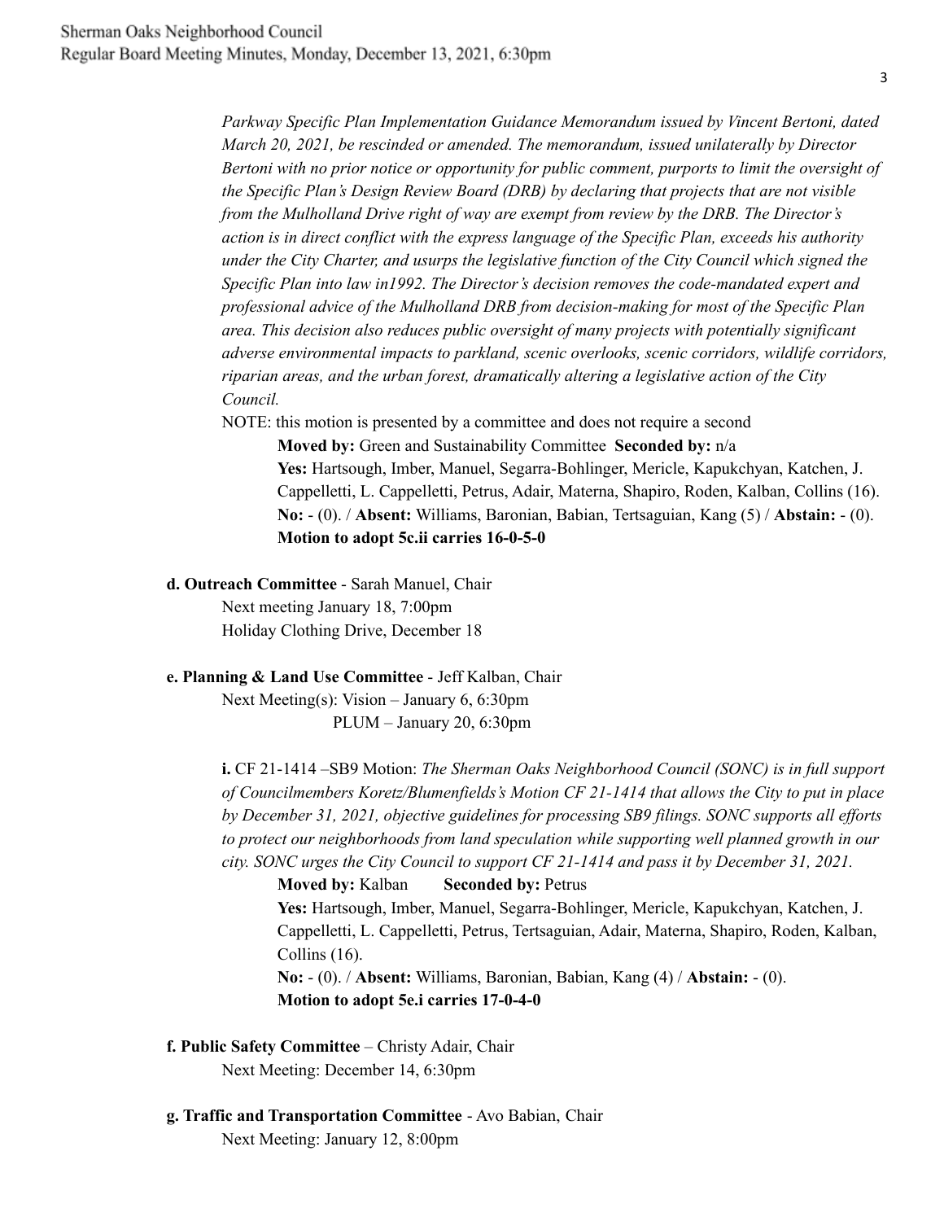*Parkway Specific Plan Implementation Guidance Memorandum issued by Vincent Bertoni, dated March 20, 2021, be rescinded or amended. The memorandum, issued unilaterally by Director Bertoni with no prior notice or opportunity for public comment, purports to limit the oversight of the Specific Plan's Design Review Board (DRB) by declaring that projects that are not visible from the Mulholland Drive right of way are exempt from review by the DRB. The Director's action is in direct conflict with the express language of the Specific Plan, exceeds his authority under the City Charter, and usurps the legislative function of the City Council which signed the Specific Plan into law in1992. The Director's decision removes the code-mandated expert and professional advice of the Mulholland DRB from decision-making for most of the Specific Plan area. This decision also reduces public oversight of many projects with potentially significant adverse environmental impacts to parkland, scenic overlooks, scenic corridors, wildlife corridors, riparian areas, and the urban forest, dramatically altering a legislative action of the City Council.*

NOTE: this motion is presented by a committee and does not require a second

**Moved by:** Green and Sustainability Committee **Seconded by:** n/a

**Yes:** Hartsough, Imber, Manuel, Segarra-Bohlinger, Mericle, Kapukchyan, Katchen, J. Cappelletti, L. Cappelletti, Petrus, Adair, Materna, Shapiro, Roden, Kalban, Collins (16).

**No:** - (0). / **Absent:** Williams, Baronian, Babian, Tertsaguian, Kang (5) / **Abstain:** - (0).

**Motion to adopt 5c.ii carries 16-0-5-0**

**d. Outreach Committee** - Sarah Manuel, Chair

Next meeting January 18, 7:00pm

Holiday Clothing Drive, December 18

**e. Planning & Land Use Committee** - Jeff Kalban, Chair

Next Meeting(s): Vision – January 6, 6:30pm

PLUM – January 20, 6:30pm

**i.** CF 21-1414 –SB9 Motion: *The Sherman Oaks Neighborhood Council (SONC) is in full support of Councilmembers Koretz/Blumenfields's Motion CF 21-1414 that allows the City to put in place by December 31, 2021, objective guidelines for processing SB9 filings. SONC supports all efforts to protect our neighborhoods from land speculation while supporting well planned growth in our city. SONC urges the City Council to support CF 21-1414 and pass it by December 31, 2021.*

**Moved by:** Kalban **Seconded by:** Petrus

**Yes:** Hartsough, Imber, Manuel, Segarra-Bohlinger, Mericle, Kapukchyan, Katchen, J. Cappelletti, L. Cappelletti, Petrus, Tertsaguian, Adair, Materna, Shapiro, Roden, Kalban, Collins (16).

**No:** - (0). / **Absent:** Williams, Baronian, Babian, Kang (4) / **Abstain:** - (0).

**Motion to adopt 5e.i carries 17-0-4-0**

**f. Public Safety Committee** – Christy Adair, Chair

Next Meeting: December 14, 6:30pm

**g. Traffic and Transportation Committee** - Avo Babian, Chair

Next Meeting: January 12, 8:00pm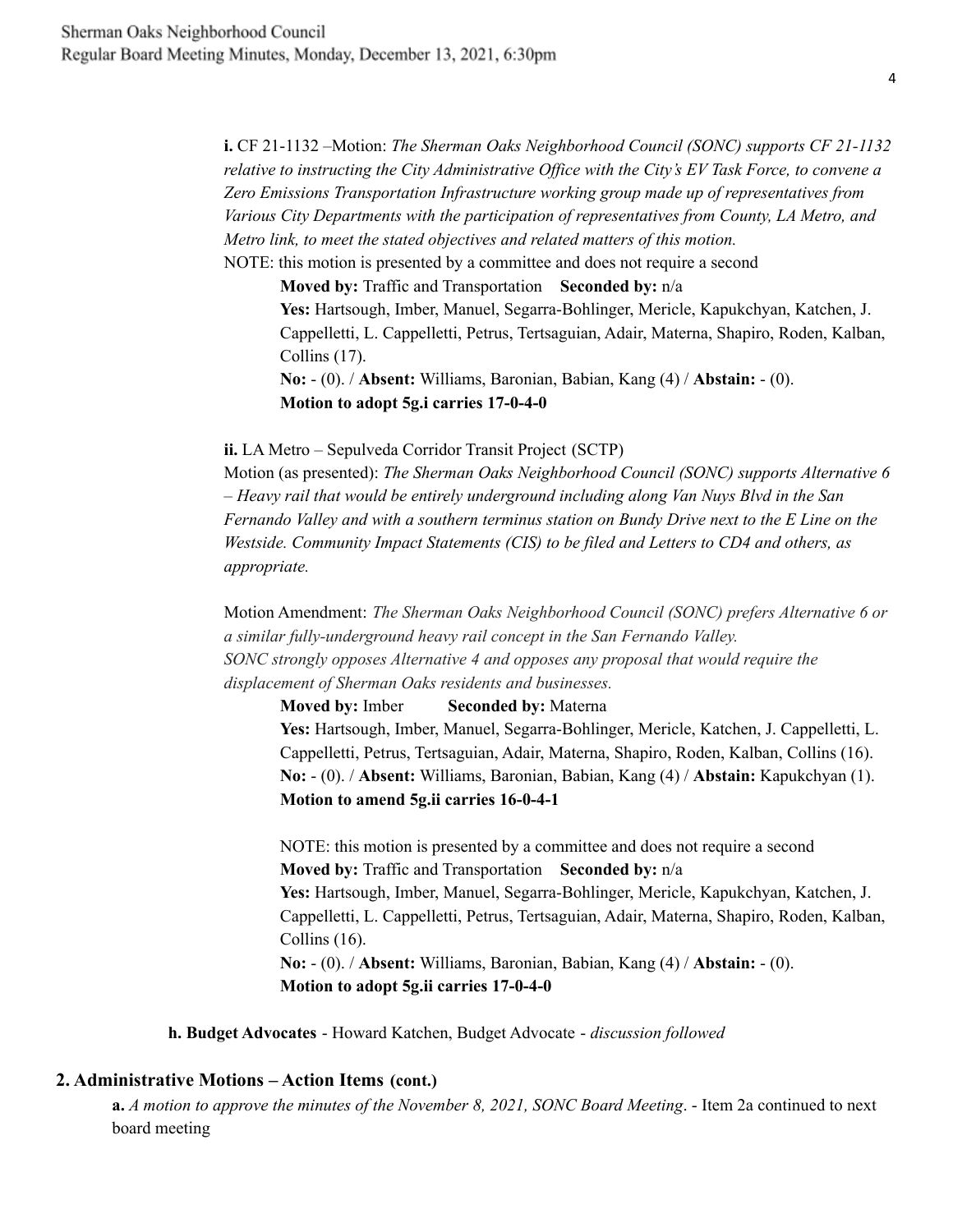**i.** CF 21-1132 –Motion: *The Sherman Oaks Neighborhood Council (SONC) supports CF 21-1132 relative to instructing the City Administrative Office with the City's EV Task Force, to convene a Zero Emissions Transportation Infrastructure working group made up of representatives from Various City Departments with the participation of representatives from County, LA Metro, and Metro link, to meet the stated objectives and related matters of this motion.*

NOTE: this motion is presented by a committee and does not require a second

**Moved by:** Traffic and Transportation **Seconded by:** n/a

**Yes:** Hartsough, Imber, Manuel, Segarra-Bohlinger, Mericle, Kapukchyan, Katchen, J. Cappelletti, L. Cappelletti, Petrus, Tertsaguian, Adair, Materna, Shapiro, Roden, Kalban, Collins (17).

**No:** - (0). / **Absent:** Williams, Baronian, Babian, Kang (4) / **Abstain:** - (0).

**Motion to adopt 5g.i carries 17-0-4-0**

**ii.** LA Metro – Sepulveda Corridor Transit Project (SCTP)

Motion (as presented): *The Sherman Oaks Neighborhood Council (SONC) supports Alternative 6 – Heavy rail that would be entirely underground including along Van Nuys Blvd in the San Fernando Valley and with a southern terminus station on Bundy Drive next to the E Line on the Westside. Community Impact Statements (CIS) to be filed and Letters to CD4 and others, as appropriate.*

Motion Amendment: *The Sherman Oaks Neighborhood Council (SONC) prefers Alternative 6 or a similar fully-underground heavy rail concept in the San Fernando Valley. SONC strongly opposes Alternative 4 and opposes any proposal that would require the displacement of Sherman Oaks residents and businesses.*

**Moved by:** Imber **Seconded by:** Materna

**Yes:** Hartsough, Imber, Manuel, Segarra-Bohlinger, Mericle, Katchen, J. Cappelletti, L. Cappelletti, Petrus, Tertsaguian, Adair, Materna, Shapiro, Roden, Kalban, Collins (16).

**No:** - (0). / **Absent:** Williams, Baronian, Babian, Kang (4) / **Abstain:** Kapukchyan (1).

**Motion to amend 5g.ii carries 16-0-4-1**

NOTE: this motion is presented by a committee and does not require a second

**Moved by:** Traffic and Transportation **Seconded by:** n/a

**Yes:** Hartsough, Imber, Manuel, Segarra-Bohlinger, Mericle, Kapukchyan, Katchen, J. Cappelletti, L. Cappelletti, Petrus, Tertsaguian, Adair, Materna, Shapiro, Roden, Kalban, Collins (16).

**No:** - (0). / **Absent:** Williams, Baronian, Babian, Kang (4) / **Abstain:** - (0).

**Motion to adopt 5g.ii carries 17-0-4-0**

**h. Budget Advocates** - Howard Katchen, Budget Advocate - *discussion followed*

## 2. Administrative Motions – Action Items (cont.)

**a.** *A motion to approve the minutes of the November 8, 2021, SONC Board Meeting*. - Item 2a continued to next board meeting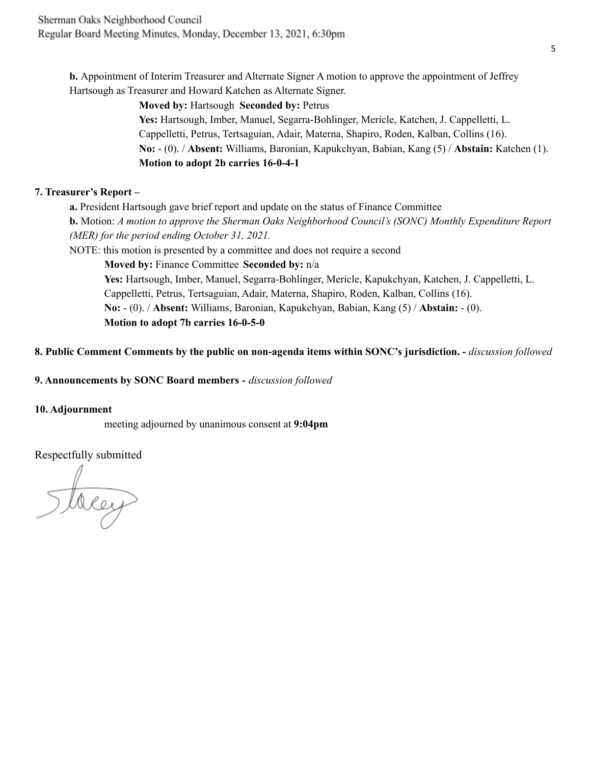**b.** Appointment of Interim Treasurer and Alternate Signer A motion to approve the appointment of Jeffrey Hartsough as Treasurer and Howard Katchen as Alternate Signer.

**Moved by:** Hartsough **Seconded by:** Petrus
**Yes:** Hartsough, Imber, Manuel, Segarra-Bohlinger, Mericle, Katchen, J. Cappelletti, L. Cappelletti, Petrus, Tertsaguian, Adair, Materna, Shapiro, Roden, Kalban, Collins (16).
**No:** - (0). / **Absent:** Williams, Baronian, Kapukchyan, Babian, Kang (5) / **Abstain:** Katchen (1).
**Motion to adopt 2b carries 16-0-4-1**

**7. Treasurer's Report –**

**a.** President Hartsough gave brief report and update on the status of Finance Committee

**b.** Motion: *A motion to approve the Sherman Oaks Neighborhood Council's (SONC) Monthly Expenditure Report (MER) for the period ending October 31, 2021.*

NOTE: this motion is presented by a committee and does not require a second

**Moved by:** Finance Committee **Seconded by:** n/a
**Yes:** Hartsough, Imber, Manuel, Segarra-Bohlinger, Mericle, Kapukchyan, Katchen, J. Cappelletti, L. Cappelletti, Petrus, Tertsaguian, Adair, Materna, Shapiro, Roden, Kalban, Collins (16).
**No:** - (0). / **Absent:** Williams, Baronian, Kapukchyan, Babian, Kang (5) / **Abstain:** - (0).
**Motion to adopt 7b carries 16-0-5-0**

**8. Public Comment Comments by the public on non-agenda items within SONC's jurisdiction. -** *discussion followed*

**9. Announcements by SONC Board members -** *discussion followed*

**10. Adjournment**

meeting adjourned by unanimous consent at **9:04pm**

Respectfully submitted

Stacey